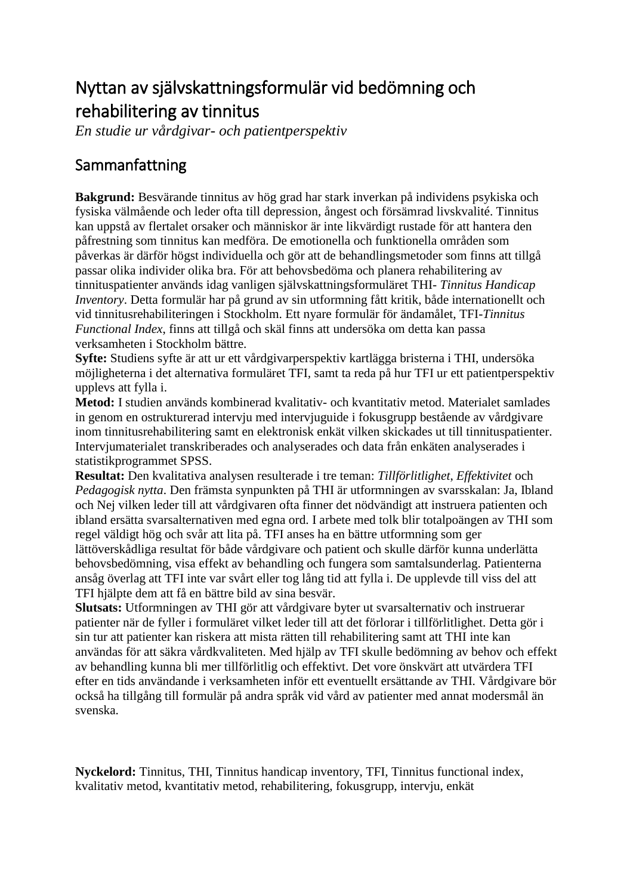# Nyttan av självskattningsformulär vid bedömning och rehabilitering av tinnitus

*En studie ur vårdgivar- och patientperspektiv*

## Sammanfattning

**Bakgrund:** Besvärande tinnitus av hög grad har stark inverkan på individens psykiska och fysiska välmående och leder ofta till depression, ångest och försämrad livskvalité. Tinnitus kan uppstå av flertalet orsaker och människor är inte likvärdigt rustade för att hantera den påfrestning som tinnitus kan medföra. De emotionella och funktionella områden som påverkas är därför högst individuella och gör att de behandlingsmetoder som finns att tillgå passar olika individer olika bra. För att behovsbedöma och planera rehabilitering av tinnituspatienter används idag vanligen självskattningsformuläret THI- *Tinnitus Handicap Inventory*. Detta formulär har på grund av sin utformning fått kritik, både internationellt och vid tinnitusrehabiliteringen i Stockholm. Ett nyare formulär för ändamålet, TFI-*Tinnitus Functional Index*, finns att tillgå och skäl finns att undersöka om detta kan passa verksamheten i Stockholm bättre.

**Syfte:** Studiens syfte är att ur ett vårdgivarperspektiv kartlägga bristerna i THI, undersöka möjligheterna i det alternativa formuläret TFI, samt ta reda på hur TFI ur ett patientperspektiv upplevs att fylla i.

**Metod:** I studien används kombinerad kvalitativ- och kvantitativ metod. Materialet samlades in genom en ostrukturerad intervju med intervjuguide i fokusgrupp bestående av vårdgivare inom tinnitusrehabilitering samt en elektronisk enkät vilken skickades ut till tinnituspatienter. Intervjumaterialet transkriberades och analyserades och data från enkäten analyserades i statistikprogrammet SPSS.

**Resultat:** Den kvalitativa analysen resulterade i tre teman: *Tillförlitlighet*, *Effektivitet* och *Pedagogisk nytta*. Den främsta synpunkten på THI är utformningen av svarsskalan: Ja, Ibland och Nej vilken leder till att vårdgivaren ofta finner det nödvändigt att instruera patienten och ibland ersätta svarsalternativen med egna ord. I arbete med tolk blir totalpoängen av THI som regel väldigt hög och svår att lita på. TFI anses ha en bättre utformning som ger lättöverskådliga resultat för både vårdgivare och patient och skulle därför kunna underlätta behovsbedömning, visa effekt av behandling och fungera som samtalsunderlag. Patienterna ansåg överlag att TFI inte var svårt eller tog lång tid att fylla i. De upplevde till viss del att TFI hjälpte dem att få en bättre bild av sina besvär.

**Slutsats:** Utformningen av THI gör att vårdgivare byter ut svarsalternativ och instruerar patienter när de fyller i formuläret vilket leder till att det förlorar i tillförlitlighet. Detta gör i sin tur att patienter kan riskera att mista rätten till rehabilitering samt att THI inte kan användas för att säkra vårdkvaliteten. Med hjälp av TFI skulle bedömning av behov och effekt av behandling kunna bli mer tillförlitlig och effektivt. Det vore önskvärt att utvärdera TFI efter en tids användande i verksamheten inför ett eventuellt ersättande av THI. Vårdgivare bör också ha tillgång till formulär på andra språk vid vård av patienter med annat modersmål än svenska.

**Nyckelord:** Tinnitus, THI, Tinnitus handicap inventory, TFI, Tinnitus functional index, kvalitativ metod, kvantitativ metod, rehabilitering, fokusgrupp, intervju, enkät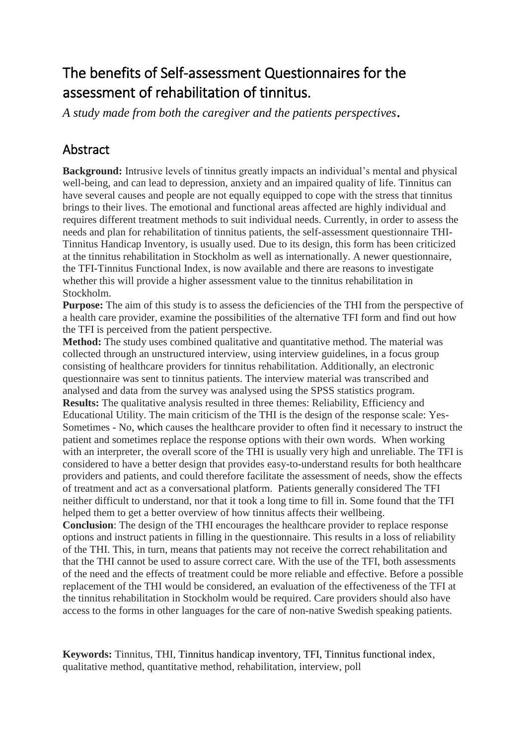# The benefits of Self-assessment Questionnaires for the assessment of rehabilitation of tinnitus.

*A study made from both the caregiver and the patients perspectives.*

## Abstract

**Background:** Intrusive levels of tinnitus greatly impacts an individual's mental and physical well-being, and can lead to depression, anxiety and an impaired quality of life. Tinnitus can have several causes and people are not equally equipped to cope with the stress that tinnitus brings to their lives. The emotional and functional areas affected are highly individual and requires different treatment methods to suit individual needs. Currently, in order to assess the needs and plan for rehabilitation of tinnitus patients, the self-assessment questionnaire THI-Tinnitus Handicap Inventory, is usually used. Due to its design, this form has been criticized at the tinnitus rehabilitation in Stockholm as well as internationally. A newer questionnaire, the TFI-Tinnitus Functional Index, is now available and there are reasons to investigate whether this will provide a higher assessment value to the tinnitus rehabilitation in Stockholm.

**Purpose:** The aim of this study is to assess the deficiencies of the THI from the perspective of a health care provider, examine the possibilities of the alternative TFI form and find out how the TFI is perceived from the patient perspective.

**Method:** The study uses combined qualitative and quantitative method. The material was collected through an unstructured interview, using interview guidelines, in a focus group consisting of healthcare providers for tinnitus rehabilitation. Additionally, an electronic questionnaire was sent to tinnitus patients. The interview material was transcribed and analysed and data from the survey was analysed using the SPSS statistics program.

**Results:** The qualitative analysis resulted in three themes: Reliability, Efficiency and Educational Utility. The main criticism of the THI is the design of the response scale: Yes-Sometimes - No, which causes the healthcare provider to often find it necessary to instruct the patient and sometimes replace the response options with their own words. When working with an interpreter, the overall score of the THI is usually very high and unreliable. The TFI is considered to have a better design that provides easy-to-understand results for both healthcare providers and patients, and could therefore facilitate the assessment of needs, show the effects of treatment and act as a conversational platform. Patients generally considered The TFI neither difficult to understand, nor that it took a long time to fill in. Some found that the TFI helped them to get a better overview of how tinnitus affects their wellbeing.

**Conclusion**: The design of the THI encourages the healthcare provider to replace response options and instruct patients in filling in the questionnaire. This results in a loss of reliability of the THI. This, in turn, means that patients may not receive the correct rehabilitation and that the THI cannot be used to assure correct care. With the use of the TFI, both assessments of the need and the effects of treatment could be more reliable and effective. Before a possible replacement of the THI would be considered, an evaluation of the effectiveness of the TFI at the tinnitus rehabilitation in Stockholm would be required. Care providers should also have access to the forms in other languages for the care of non-native Swedish speaking patients.

**Keywords:** Tinnitus, THI, Tinnitus handicap inventory, TFI, Tinnitus functional index, qualitative method, quantitative method, rehabilitation, interview, poll